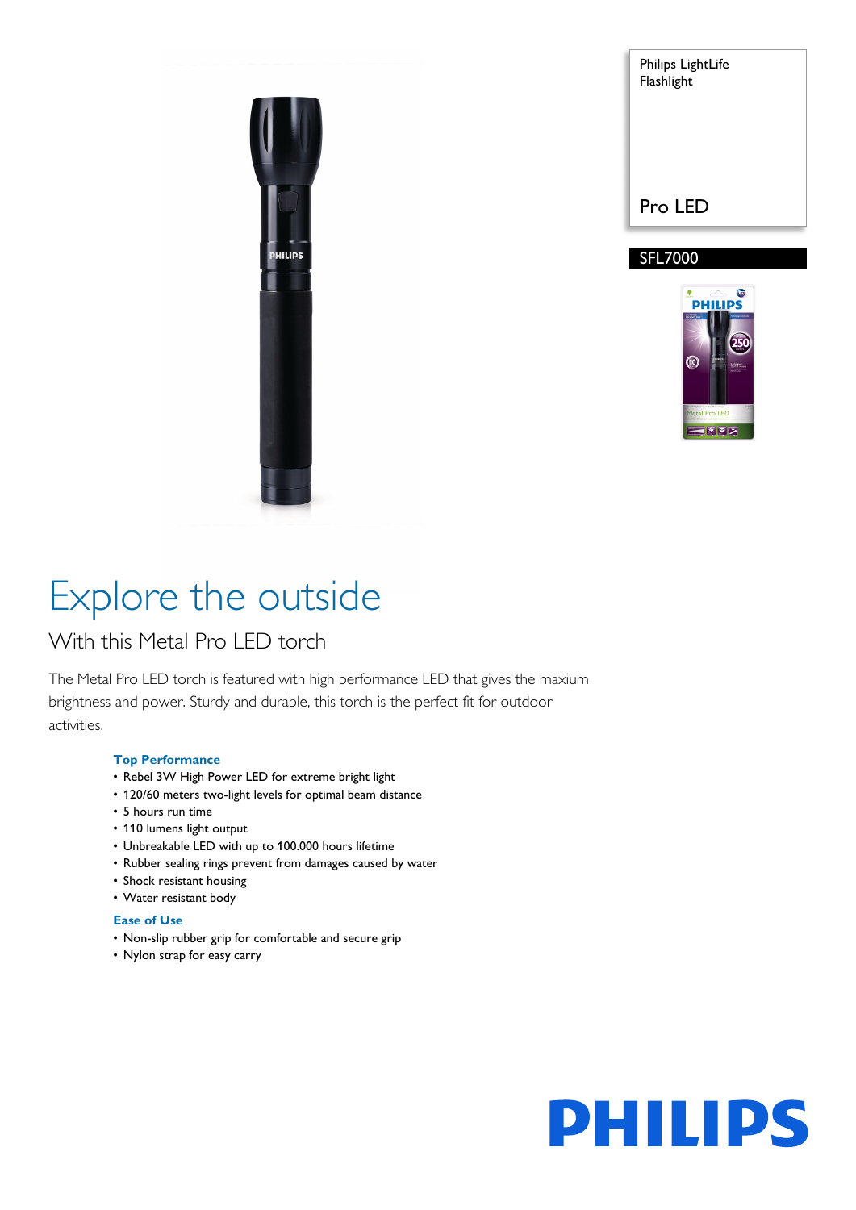Philips LightLife Flashlight

Pro LED

SFL7000

# Explore the outside

## With this Metal Pro LED torch

The Metal Pro LED torch is featured with high performance LED that gives the maxium brightness and power. Sturdy and durable, this torch is the perfect fit for outdoor activities.

### Top Performance

- Rebel 3W High Power LED for extreme bright light
- 120/60 meters two-light levels for optimal beam distance
- 5 hours run time
- 110 lumens light output
- Unbreakable LED with up to 100.000 hours lifetime
- Rubber sealing rings prevent from damages caused by water
- Shock resistant housing
- Water resistant body

### Ease of Use

- Non-slip rubber grip for comfortable and secure grip
- Nylon strap for easy carry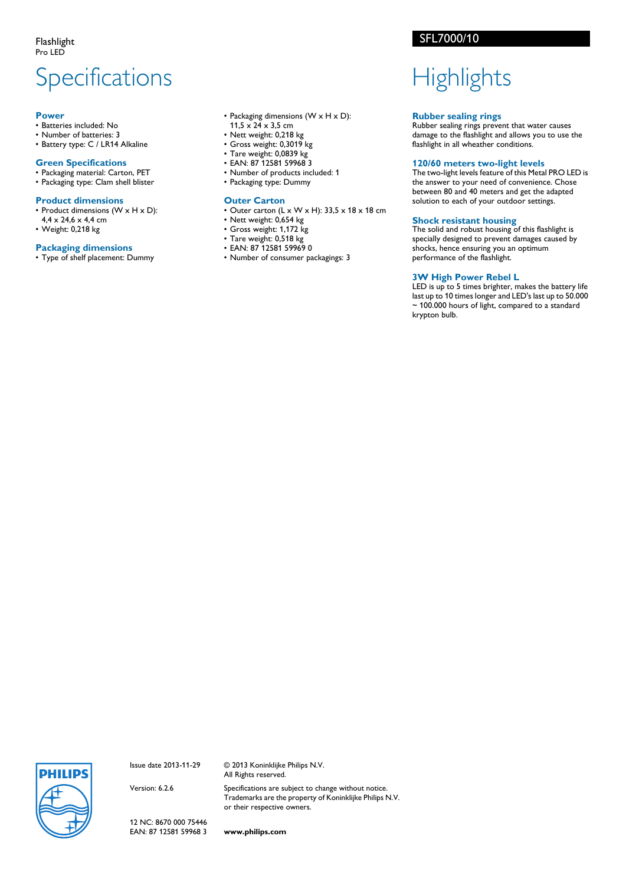Flashlight
Pro LED

SFL7000/10

# Specifications

### Power
- Batteries included: No
- Number of batteries: 3
- Battery type: C / LR14 Alkaline

### Green Specifications
- Packaging material: Carton, PET
- Packaging type: Clam shell blister

### Product dimensions
- Product dimensions (W x H x D): 4,4 x 24,6 x 4,4 cm
- Weight: 0,218 kg

### Packaging dimensions
- Type of shelf placement: Dummy
- Packaging dimensions (W x H x D): 11,5 x 24 x 3,5 cm
- Nett weight: 0,218 kg
- Gross weight: 0,3019 kg
- Tare weight: 0,0839 kg
- EAN: 87 12581 59968 3
- Number of products included: 1
- Packaging type: Dummy

### Outer Carton
- Outer carton (L x W x H): 33,5 x 18 x 18 cm
- Nett weight: 0,654 kg
- Gross weight: 1,172 kg
- Tare weight: 0,518 kg
- EAN: 87 12581 59969 0
- Number of consumer packagings: 3

# Highlights

### Rubber sealing rings
Rubber sealing rings prevent that water causes damage to the flashlight and allows you to use the flashlight in all wheather conditions.

### 120/60 meters two-light levels
The two-light levels feature of this Metal PRO LED is the answer to your need of convenience. Chose between 80 and 40 meters and get the adapted solution to each of your outdoor settings.

### Shock resistant housing
The solid and robust housing of this flashlight is specially designed to prevent damages caused by shocks, hence ensuring you an optimum performance of the flashlight.

### 3W High Power Rebel L
LED is up to 5 times brighter, makes the battery life last up to 10 times longer and LED's last up to 50.000 ~ 100.000 hours of light, compared to a standard krypton bulb.

Issue date 2013-11-29

Version: 6.2.6

12 NC: 8670 000 75446
EAN: 87 12581 59968 3

© 2013 Koninklijke Philips N.V.
All Rights reserved.

Specifications are subject to change without notice. Trademarks are the property of Koninklijke Philips N.V. or their respective owners.

**www.philips.com**